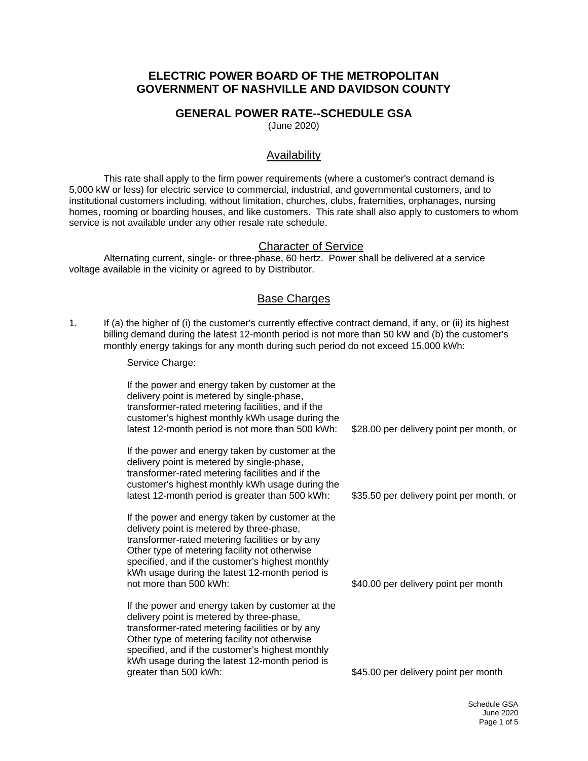# ELECTRIC POWER BOARD OF THE METROPOLITAN GOVERNMENT OF NASHVILLE AND DAVIDSON COUNTY

## GENERAL POWER RATE--SCHEDULE GSA

(June 2020)

### Availability

This rate shall apply to the firm power requirements (where a customer's contract demand is 5,000 kW or less) for electric service to commercial, industrial, and governmental customers, and to institutional customers including, without limitation, churches, clubs, fraternities, orphanages, nursing homes, rooming or boarding houses, and like customers. This rate shall also apply to customers to whom service is not available under any other resale rate schedule.

### Character of Service

Alternating current, single- or three-phase, 60 hertz. Power shall be delivered at a service voltage available in the vicinity or agreed to by Distributor.

### Base Charges

1. If (a) the higher of (i) the customer's currently effective contract demand, if any, or (ii) its highest billing demand during the latest 12-month period is not more than 50 kW and (b) the customer's monthly energy takings for any month during such period do not exceed 15,000 kWh:

   Service Charge:

   | | |
   |---|---|
   | If the power and energy taken by customer at the delivery point is metered by single-phase, transformer-rated metering facilities, and if the customer's highest monthly kWh usage during the latest 12-month period is not more than 500 kWh: | $28.00 per delivery point per month, or |
   | If the power and energy taken by customer at the delivery point is metered by single-phase, transformer-rated metering facilities and if the customer's highest monthly kWh usage during the latest 12-month period is greater than 500 kWh: | $35.50 per delivery point per month, or |
   | If the power and energy taken by customer at the delivery point is metered by three-phase, transformer-rated metering facilities or by any Other type of metering facility not otherwise specified, and if the customer's highest monthly kWh usage during the latest 12-month period is not more than 500 kWh: | $40.00 per delivery point per month |
   | If the power and energy taken by customer at the delivery point is metered by three-phase, transformer-rated metering facilities or by any Other type of metering facility not otherwise specified, and if the customer's highest monthly kWh usage during the latest 12-month period is greater than 500 kWh: | $45.00 per delivery point per month |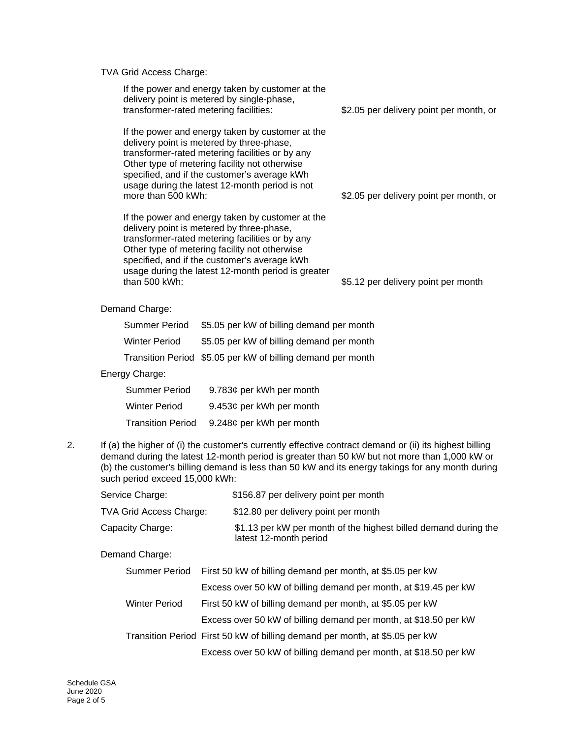TVA Grid Access Charge:

| | |
|---|---|
| If the power and energy taken by customer at the delivery point is metered by single-phase, transformer-rated metering facilities: | $2.05 per delivery point per month, or |
| If the power and energy taken by customer at the delivery point is metered by three-phase, transformer-rated metering facilities or by any Other type of metering facility not otherwise specified, and if the customer's average kWh usage during the latest 12-month period is not more than 500 kWh: | $2.05 per delivery point per month, or |
| If the power and energy taken by customer at the delivery point is metered by three-phase, transformer-rated metering facilities or by any Other type of metering facility not otherwise specified, and if the customer's average kWh usage during the latest 12-month period is greater than 500 kWh: | $5.12 per delivery point per month |

Demand Charge:

| | |
|---|---|
| Summer Period | $5.05 per kW of billing demand per month |
| Winter Period | $5.05 per kW of billing demand per month |
| Transition Period | $5.05 per kW of billing demand per month |

Energy Charge:

| | |
|---|---|
| Summer Period | 9.783¢ per kWh per month |
| Winter Period | 9.453¢ per kWh per month |
| Transition Period | 9.248¢ per kWh per month |

2. If (a) the higher of (i) the customer's currently effective contract demand or (ii) its highest billing demand during the latest 12-month period is greater than 50 kW but not more than 1,000 kW or (b) the customer's billing demand is less than 50 kW and its energy takings for any month during such period exceed 15,000 kWh:

| | |
|---|---|
| Service Charge: | $156.87 per delivery point per month |
| TVA Grid Access Charge: | $12.80 per delivery point per month |
| Capacity Charge: | $1.13 per kW per month of the highest billed demand during the latest 12-month period |

Demand Charge:

| | |
|---|---|
| Summer Period | First 50 kW of billing demand per month, at $5.05 per kW |
| | Excess over 50 kW of billing demand per month, at $19.45 per kW |
| Winter Period | First 50 kW of billing demand per month, at $5.05 per kW |
| | Excess over 50 kW of billing demand per month, at $18.50 per kW |
| Transition Period | First 50 kW of billing demand per month, at $5.05 per kW |
| | Excess over 50 kW of billing demand per month, at $18.50 per kW |

Schedule GSA
June 2020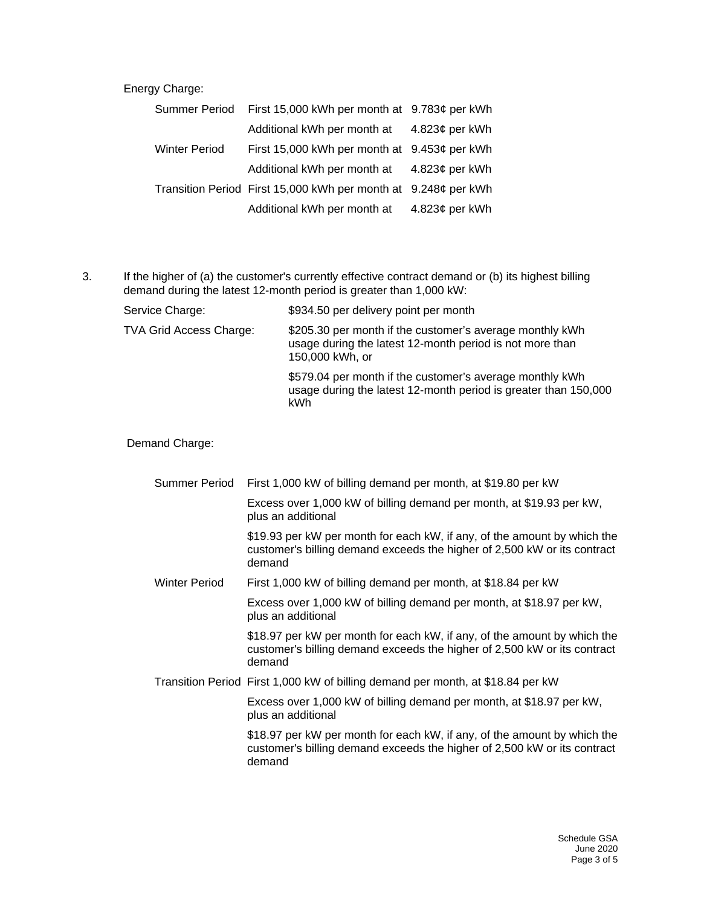Energy Charge:

| | | |
|---|---|---|
| Summer Period | First 15,000 kWh per month at | 9.783¢ per kWh |
| | Additional kWh per month at | 4.823¢ per kWh |
| Winter Period | First 15,000 kWh per month at | 9.453¢ per kWh |
| | Additional kWh per month at | 4.823¢ per kWh |
| Transition Period | First 15,000 kWh per month at | 9.248¢ per kWh |
| | Additional kWh per month at | 4.823¢ per kWh |

3. If the higher of (a) the customer's currently effective contract demand or (b) its highest billing demand during the latest 12-month period is greater than 1,000 kW:

| | |
|---|---|
| Service Charge: | $934.50 per delivery point per month |
| TVA Grid Access Charge: | $205.30 per month if the customer's average monthly kWh usage during the latest 12-month period is not more than 150,000 kWh, or |
| | $579.04 per month if the customer's average monthly kWh usage during the latest 12-month period is greater than 150,000 kWh |

Demand Charge:

| | |
|---|---|
| Summer Period | First 1,000 kW of billing demand per month, at $19.80 per kW |
| | Excess over 1,000 kW of billing demand per month, at $19.93 per kW, plus an additional |
| | $19.93 per kW per month for each kW, if any, of the amount by which the customer's billing demand exceeds the higher of 2,500 kW or its contract demand |
| Winter Period | First 1,000 kW of billing demand per month, at $18.84 per kW |
| | Excess over 1,000 kW of billing demand per month, at $18.97 per kW, plus an additional |
| | $18.97 per kW per month for each kW, if any, of the amount by which the customer's billing demand exceeds the higher of 2,500 kW or its contract demand |
| Transition Period | First 1,000 kW of billing demand per month, at $18.84 per kW |
| | Excess over 1,000 kW of billing demand per month, at $18.97 per kW, plus an additional |
| | $18.97 per kW per month for each kW, if any, of the amount by which the customer's billing demand exceeds the higher of 2,500 kW or its contract demand |

Schedule GSA
June 2020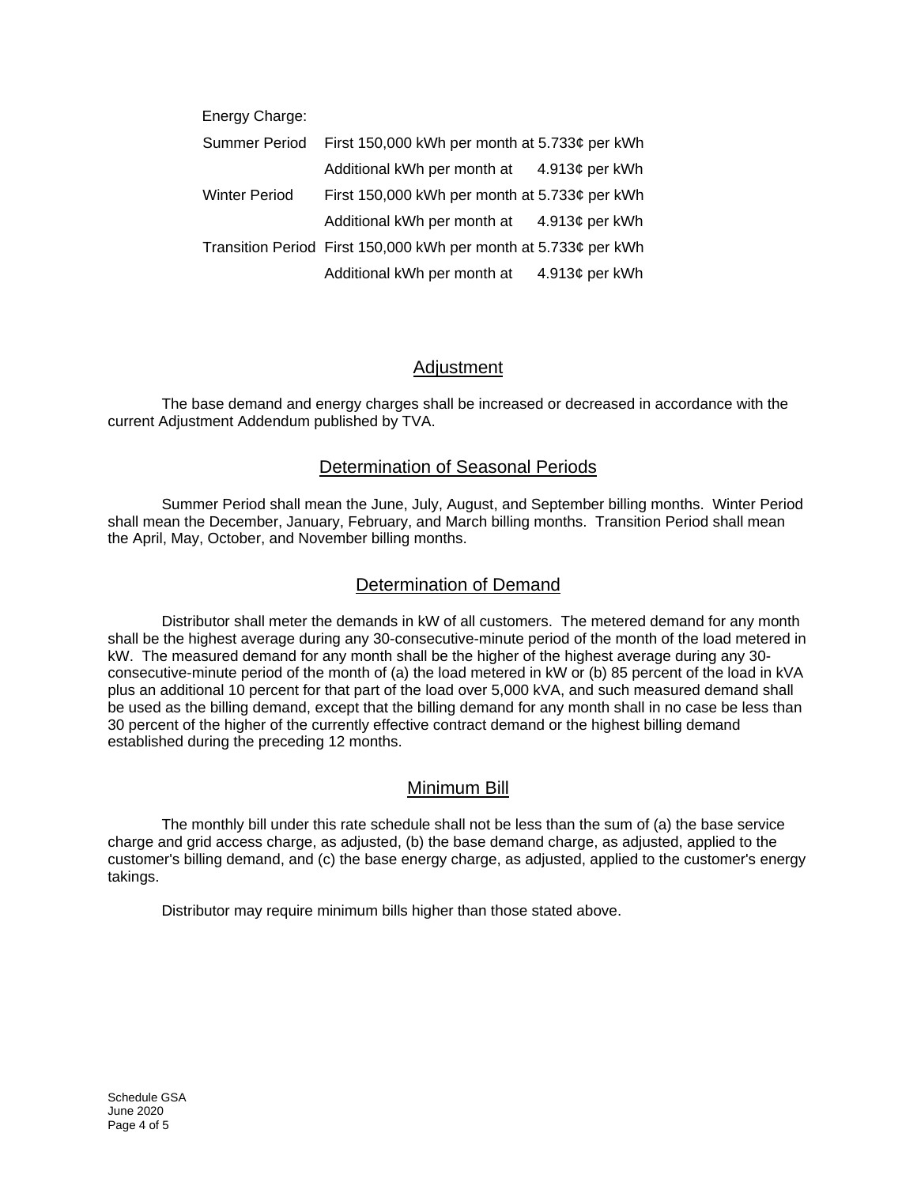Energy Charge:

| | |
|---|---|
| Summer Period | First 150,000 kWh per month at 5.733¢ per kWh |
| | Additional kWh per month at 4.913¢ per kWh |
| Winter Period | First 150,000 kWh per month at 5.733¢ per kWh |
| | Additional kWh per month at 4.913¢ per kWh |
| Transition Period | First 150,000 kWh per month at 5.733¢ per kWh |
| | Additional kWh per month at 4.913¢ per kWh |

## Adjustment

The base demand and energy charges shall be increased or decreased in accordance with the current Adjustment Addendum published by TVA.

## Determination of Seasonal Periods

Summer Period shall mean the June, July, August, and September billing months. Winter Period shall mean the December, January, February, and March billing months. Transition Period shall mean the April, May, October, and November billing months.

## Determination of Demand

Distributor shall meter the demands in kW of all customers. The metered demand for any month shall be the highest average during any 30-consecutive-minute period of the month of the load metered in kW. The measured demand for any month shall be the higher of the highest average during any 30-consecutive-minute period of the month of (a) the load metered in kW or (b) 85 percent of the load in kVA plus an additional 10 percent for that part of the load over 5,000 kVA, and such measured demand shall be used as the billing demand, except that the billing demand for any month shall in no case be less than 30 percent of the higher of the currently effective contract demand or the highest billing demand established during the preceding 12 months.

## Minimum Bill

The monthly bill under this rate schedule shall not be less than the sum of (a) the base service charge and grid access charge, as adjusted, (b) the base demand charge, as adjusted, applied to the customer's billing demand, and (c) the base energy charge, as adjusted, applied to the customer's energy takings.

Distributor may require minimum bills higher than those stated above.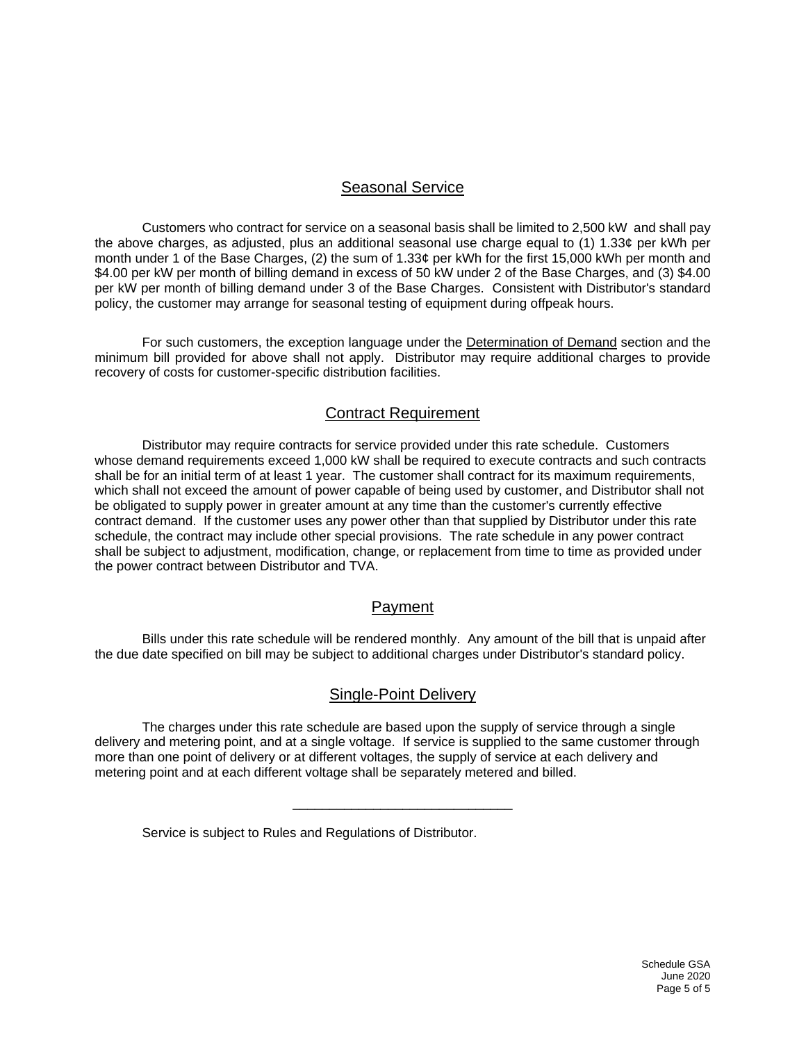## Seasonal Service

Customers who contract for service on a seasonal basis shall be limited to 2,500 kW and shall pay the above charges, as adjusted, plus an additional seasonal use charge equal to (1) 1.33¢ per kWh per month under 1 of the Base Charges, (2) the sum of 1.33¢ per kWh for the first 15,000 kWh per month and $4.00 per kW per month of billing demand in excess of 50 kW under 2 of the Base Charges, and (3) $4.00 per kW per month of billing demand under 3 of the Base Charges. Consistent with Distributor's standard policy, the customer may arrange for seasonal testing of equipment during offpeak hours.

For such customers, the exception language under the Determination of Demand section and the minimum bill provided for above shall not apply. Distributor may require additional charges to provide recovery of costs for customer-specific distribution facilities.

## Contract Requirement

Distributor may require contracts for service provided under this rate schedule. Customers whose demand requirements exceed 1,000 kW shall be required to execute contracts and such contracts shall be for an initial term of at least 1 year. The customer shall contract for its maximum requirements, which shall not exceed the amount of power capable of being used by customer, and Distributor shall not be obligated to supply power in greater amount at any time than the customer's currently effective contract demand. If the customer uses any power other than that supplied by Distributor under this rate schedule, the contract may include other special provisions. The rate schedule in any power contract shall be subject to adjustment, modification, change, or replacement from time to time as provided under the power contract between Distributor and TVA.

## Payment

Bills under this rate schedule will be rendered monthly. Any amount of the bill that is unpaid after the due date specified on bill may be subject to additional charges under Distributor's standard policy.

## Single-Point Delivery

The charges under this rate schedule are based upon the supply of service through a single delivery and metering point, and at a single voltage. If service is supplied to the same customer through more than one point of delivery or at different voltages, the supply of service at each delivery and metering point and at each different voltage shall be separately metered and billed.

---

Service is subject to Rules and Regulations of Distributor.

Schedule GSA
June 2020